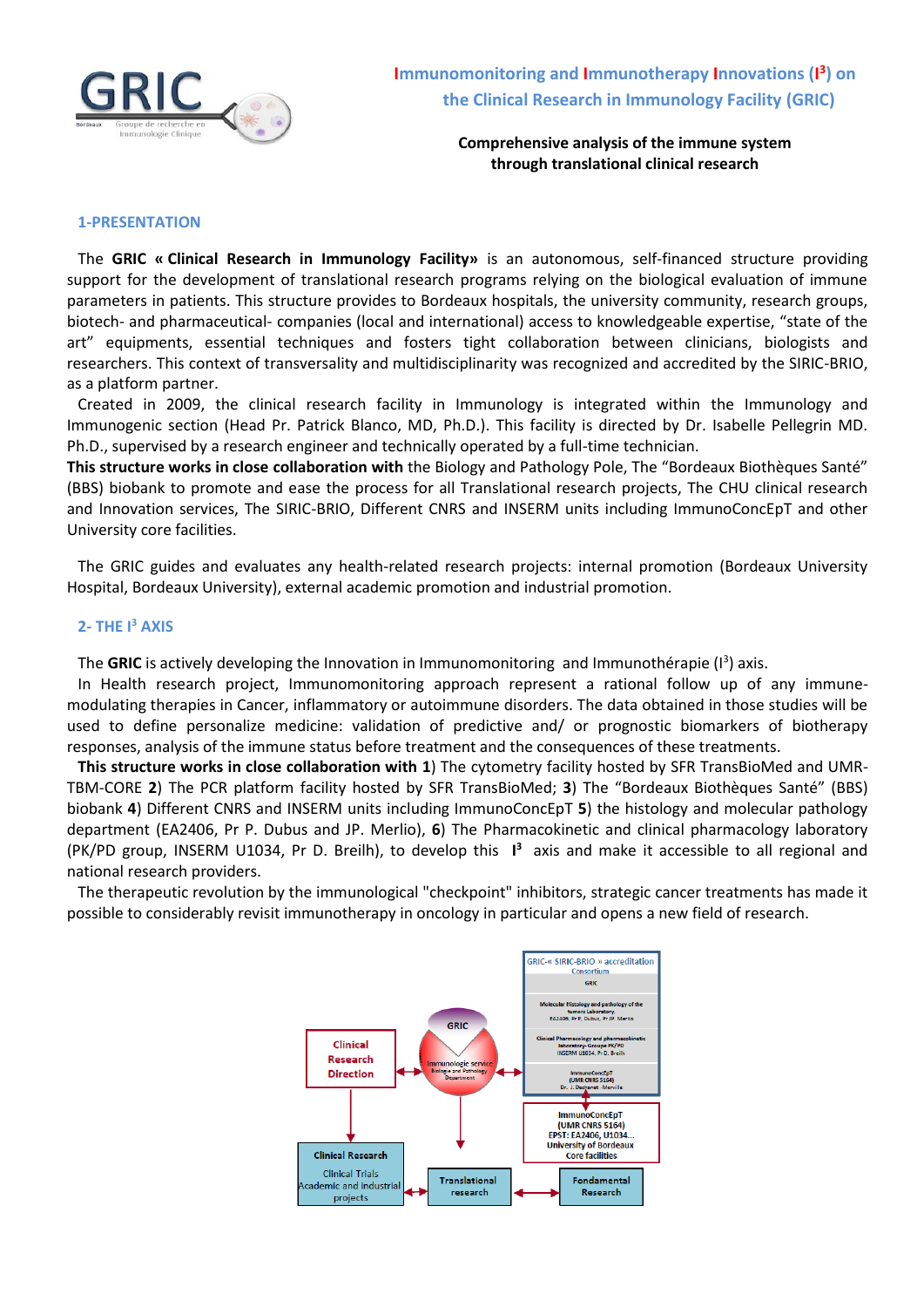# Immunomonitoring and Immunotherapy Innovations ($I^3$) on the Clinical Research in Immunology Facility (GRIC)

**Comprehensive analysis of the immune system through translational clinical research**

## 1-PRESENTATION

The **GRIC « Clinical Research in Immunology Facility»** is an autonomous, self-financed structure providing support for the development of translational research programs relying on the biological evaluation of immune parameters in patients. This structure provides to Bordeaux hospitals, the university community, research groups, biotech- and pharmaceutical- companies (local and international) access to knowledgeable expertise, "state of the art" equipments, essential techniques and fosters tight collaboration between clinicians, biologists and researchers. This context of transversality and multidisciplinarity was recognized and accredited by the SIRIC-BRIO, as a platform partner.

Created in 2009, the clinical research facility in Immunology is integrated within the Immunology and Immunogenic section (Head Pr. Patrick Blanco, MD, Ph.D.). This facility is directed by Dr. Isabelle Pellegrin MD. Ph.D., supervised by a research engineer and technically operated by a full-time technician.

**This structure works in close collaboration with** the Biology and Pathology Pole, The "Bordeaux Biothèques Santé" (BBS) biobank to promote and ease the process for all Translational research projects, The CHU clinical research and Innovation services, The SIRIC-BRIO, Different CNRS and INSERM units including ImmunoConcEpT and other University core facilities.

The GRIC guides and evaluates any health-related research projects: internal promotion (Bordeaux University Hospital, Bordeaux University), external academic promotion and industrial promotion.

## 2- THE $I^3$ AXIS

The **GRIC** is actively developing the Innovation in Immunomonitoring and Immunothérapie ($I^3$) axis.

In Health research project, Immunomonitoring approach represent a rational follow up of any immune-modulating therapies in Cancer, inflammatory or autoimmune disorders. The data obtained in those studies will be used to define personalize medicine: validation of predictive and/ or prognostic biomarkers of biotherapy responses, analysis of the immune status before treatment and the consequences of these treatments.

**This structure works in close collaboration with 1**) The cytometry facility hosted by SFR TransBioMed and UMR-TBM-CORE **2**) The PCR platform facility hosted by SFR TransBioMed; **3**) The "Bordeaux Biothèques Santé" (BBS) biobank **4**) Different CNRS and INSERM units including ImmunoConcEpT **5**) the histology and molecular pathology department (EA2406, Pr P. Dubus and JP. Merlio), **6**) The Pharmacokinetic and clinical pharmacology laboratory (PK/PD group, INSERM U1034, Pr D. Breilh), to develop this $I^3$ axis and make it accessible to all regional and national research providers.

The therapeutic revolution by the immunological "checkpoint" inhibitors, strategic cancer treatments has made it possible to considerably revisit immunotherapy in oncology in particular and opens a new field of research.

GRIC-« SIRIC-BRIO » accreditation
Consortium
GRIC
Molecular Histology and pathology of the tumors Laboratory, EA2406, Pr P. Dubus, Pr JP. Merlio
Clinical Pharmacology and pharmacokinetic laboratory- Groupe PK/PD INSERM U1034, Pr D. Breilh
ImmunoConcEpT (UMR CNRS 5164) Dr. J. Dechanet -Merville

Clinical Research Direction

GRIC
Immunologic service
Biologie and Pathology Department

ImmunoConcEpT
(UMR CNRS 5164)
EPST: EA2406, U1034…
University of Bordeaux
Core facilities

Clinical Research
Clinical Trials
Academic and Industrial projects

Translational research

Fondamental Research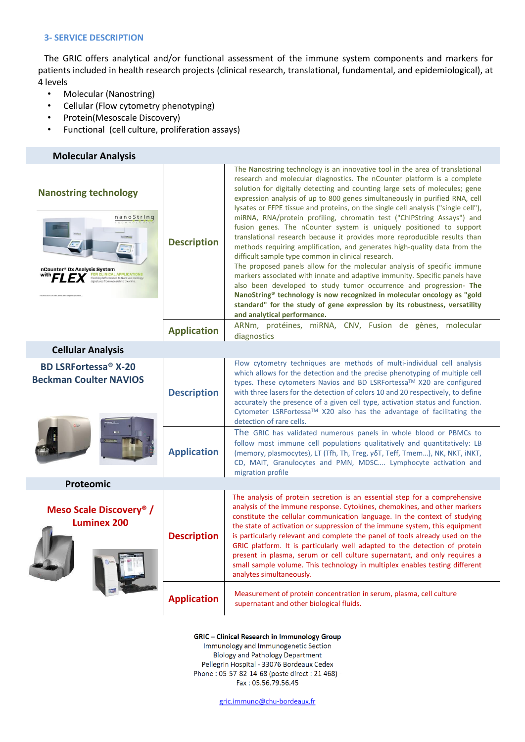### 3- SERVICE DESCRIPTION

The GRIC offers analytical and/or functional assessment of the immune system components and markers for patients included in health research projects (clinical research, translational, fundamental, and epidemiological), at 4 levels

- Molecular (Nanostring)
- Cellular (Flow cytometry phenotyping)
- Protein(Mesoscale Discovery)
- Functional (cell culture, proliferation assays)

| | | |
|---|---|---|
| **Molecular Analysis** | | |
| **Nanostring technology** | **Description** | The Nanostring technology is an innovative tool in the area of translational research and molecular diagnostics. The nCounter platform is a complete solution for digitally detecting and counting large sets of molecules; gene expression analysis of up to 800 genes simultaneously in purified RNA, cell lysates or FFPE tissue and proteins, on the single cell analysis ("single cell"), miRNA, RNA/protein profiling, chromatin test ("ChIPString Assays") and fusion genes. The nCounter system is uniquely positioned to support translational research because it provides more reproducible results than methods requiring amplification, and generates high-quality data from the difficult sample type common in clinical research. The proposed panels allow for the molecular analysis of specific immune markers associated with innate and adaptive immunity. Specific panels have also been developed to study tumor occurrence and progression- **The NanoString® technology is now recognized in molecular oncology as "gold standard" for the study of gene expression by its robustness, versatility and analytical performance.** |
| | **Application** | ARNm, protéines, miRNA, CNV, Fusion de gènes, molecular diagnostics |
| **Cellular Analysis** | | |
| **BD LSRFortessa® X-20 Beckman Coulter NAVIOS** | **Description** | Flow cytometry techniques are methods of multi-individual cell analysis which allows for the detection and the precise phenotyping of multiple cell types. These cytometers Navios and BD LSRFortessa™ X20 are configured with three lasers for the detection of colors 10 and 20 respectively, to define accurately the presence of a given cell type, activation status and function. Cytometer LSRFortessa™ X20 also has the advantage of facilitating the detection of rare cells. |
| | **Application** | The GRIC has validated numerous panels in whole blood or PBMCs to follow most immune cell populations qualitatively and quantitatively: LB (memory, plasmocytes), LT (Tfh, Th, Treg, γδT, Teff, Tmem…), NK, NKT, iNKT, CD, MAIT, Granulocytes and PMN, MDSC…. Lymphocyte activation and migration profile |
| **Proteomic** | | |
| **Meso Scale Discovery® / Luminex 200** | **Description** | The analysis of protein secretion is an essential step for a comprehensive analysis of the immune response. Cytokines, chemokines, and other markers constitute the cellular communication language. In the context of studying the state of activation or suppression of the immune system, this equipment is particularly relevant and complete the panel of tools already used on the GRIC platform. It is particularly well adapted to the detection of protein present in plasma, serum or cell culture supernatant and only requires a small sample volume. This technology in multiplex enables testing different analytes simultaneously. |
| | **Application** | Measurement of protein concentration in serum, plasma, cell culture supernatant and other biological fluids. |

**GRIC – Clinical Research in Immunology Group**
Immunology and Immunogenetic Section
Biology and Pathology Department
Pellegrin Hospital - 33076 Bordeaux Cedex
Phone : 05-57-82-14-68 (poste direct : 21 468) -
Fax : 05.56.79.56.45

gric.immuno@chu-bordeaux.fr